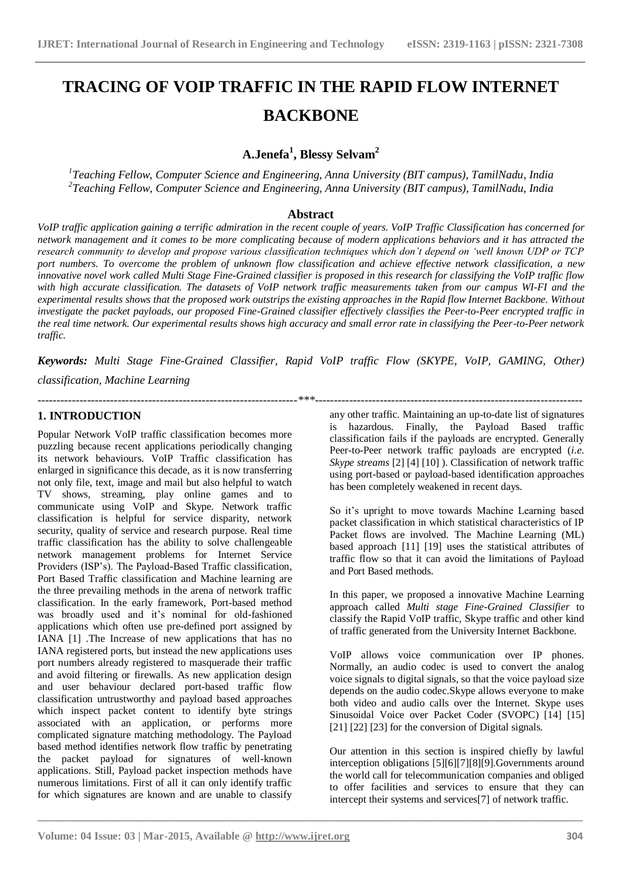# TRACING OF VOIP TRAFFIC IN THE RAPID FLOW INTERNET BACKBONE

**A.Jenefa[1], Blessy Selvam[2]**

[1]*Teaching Fellow, Computer Science and Engineering, Anna University (BIT campus), TamilNadu, India*
[2]*Teaching Fellow, Computer Science and Engineering, Anna University (BIT campus), TamilNadu, India*

## Abstract

*VoIP traffic application gaining a terrific admiration in the recent couple of years. VoIP Traffic Classification has concerned for network management and it comes to be more complicating because of modern applications behaviors and it has attracted the research community to develop and propose various classification techniques which don't depend on 'well known UDP or TCP port numbers. To overcome the problem of unknown flow classification and achieve effective network classification, a new innovative novel work called Multi Stage Fine-Grained classifier is proposed in this research for classifying the VoIP traffic flow with high accurate classification. The datasets of VoIP network traffic measurements taken from our campus WI-FI and the experimental results shows that the proposed work outstrips the existing approaches in the Rapid flow Internet Backbone. Without investigate the packet payloads, our proposed Fine-Grained classifier effectively classifies the Peer-to-Peer encrypted traffic in the real time network. Our experimental results shows high accuracy and small error rate in classifying the Peer-to-Peer network traffic.*

***Keywords:*** *Multi Stage Fine-Grained Classifier, Rapid VoIP traffic Flow (SKYPE, VoIP, GAMING, Other) classification, Machine Learning*

---

## 1. INTRODUCTION

Popular Network VoIP traffic classification becomes more puzzling because recent applications periodically changing its network behaviours. VoIP Traffic classification has enlarged in significance this decade, as it is now transferring not only file, text, image and mail but also helpful to watch TV shows, streaming, play online games and to communicate using VoIP and Skype. Network traffic classification is helpful for service disparity, network security, quality of service and research purpose. Real time traffic classification has the ability to solve challengeable network management problems for Internet Service Providers (ISP's). The Payload-Based Traffic classification, Port Based Traffic classification and Machine learning are the three prevailing methods in the arena of network traffic classification. In the early framework, Port-based method was broadly used and it's nominal for old-fashioned applications which often use pre-defined port assigned by IANA [1] .The Increase of new applications that has no IANA registered ports, but instead the new applications uses port numbers already registered to masquerade their traffic and avoid filtering or firewalls. As new application design and user behaviour declared port-based traffic flow classification untrustworthy and payload based approaches which inspect packet content to identify byte strings associated with an application, or performs more complicated signature matching methodology. The Payload based method identifies network flow traffic by penetrating the packet payload for signatures of well-known applications. Still, Payload packet inspection methods have numerous limitations. First of all it can only identify traffic for which signatures are known and are unable to classify any other traffic. Maintaining an up-to-date list of signatures is hazardous. Finally, the Payload Based traffic classification fails if the payloads are encrypted. Generally Peer-to-Peer network traffic payloads are encrypted (*i.e. Skype streams* [2] [4] [10] ). Classification of network traffic using port-based or payload-based identification approaches has been completely weakened in recent days.

So it's upright to move towards Machine Learning based packet classification in which statistical characteristics of IP Packet flows are involved. The Machine Learning (ML) based approach [11] [19] uses the statistical attributes of traffic flow so that it can avoid the limitations of Payload and Port Based methods.

In this paper, we proposed a innovative Machine Learning approach called *Multi stage Fine-Grained Classifier* to classify the Rapid VoIP traffic, Skype traffic and other kind of traffic generated from the University Internet Backbone.

VoIP allows voice communication over IP phones. Normally, an audio codec is used to convert the analog voice signals to digital signals, so that the voice payload size depends on the audio codec.Skype allows everyone to make both video and audio calls over the Internet. Skype uses Sinusoidal Voice over Packet Coder (SVOPC) [14] [15] [21] [22] [23] for the conversion of Digital signals.

Our attention in this section is inspired chiefly by lawful interception obligations [5][6][7][8][9].Governments around the world call for telecommunication companies and obliged to offer facilities and services to ensure that they can intercept their systems and services[7] of network traffic.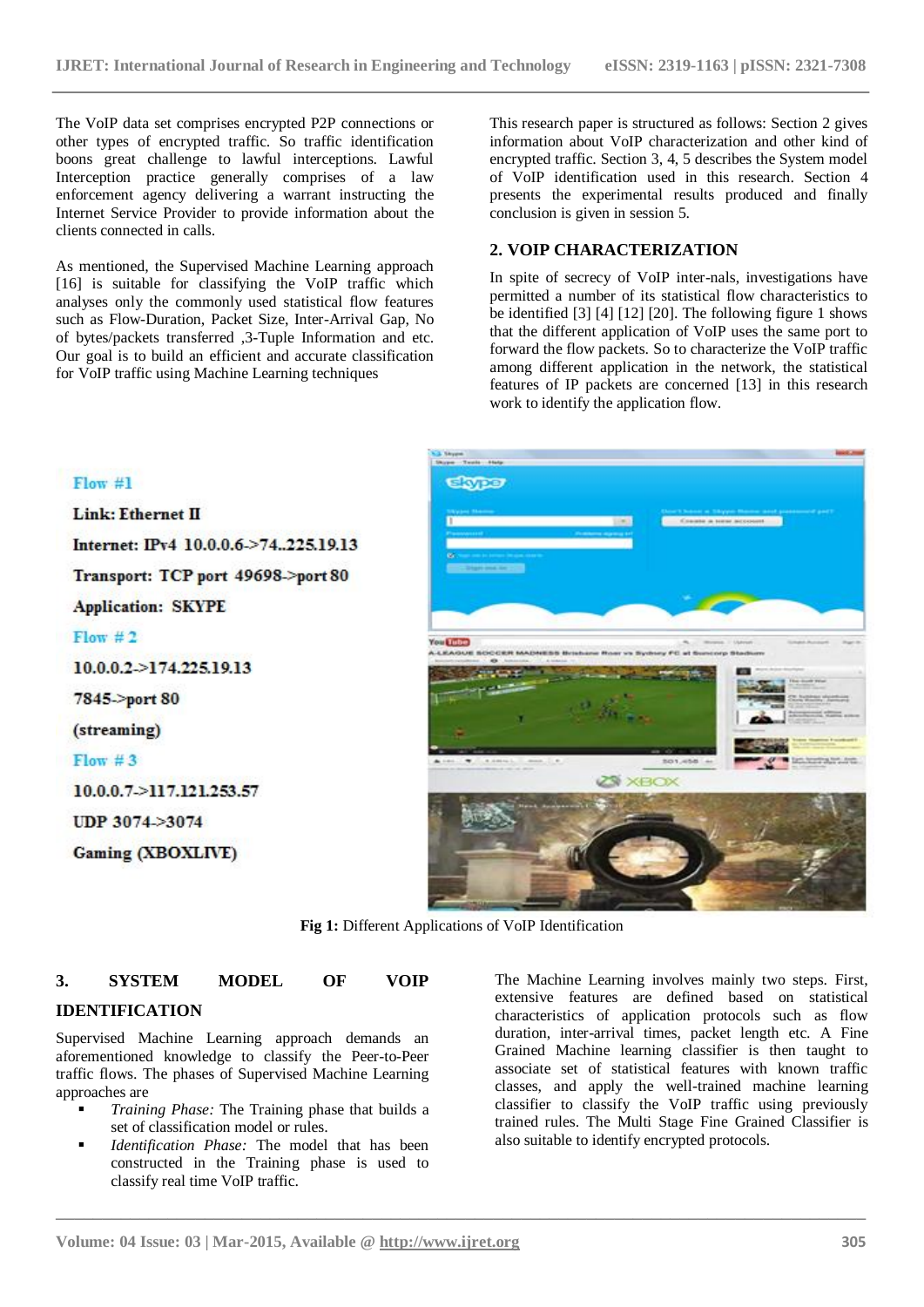The VoIP data set comprises encrypted P2P connections or other types of encrypted traffic. So traffic identification boons great challenge to lawful interceptions. Lawful Interception practice generally comprises of a law enforcement agency delivering a warrant instructing the Internet Service Provider to provide information about the clients connected in calls.

As mentioned, the Supervised Machine Learning approach [16] is suitable for classifying the VoIP traffic which analyses only the commonly used statistical flow features such as Flow-Duration, Packet Size, Inter-Arrival Gap, No of bytes/packets transferred ,3-Tuple Information and etc. Our goal is to build an efficient and accurate classification for VoIP traffic using Machine Learning techniques

This research paper is structured as follows: Section 2 gives information about VoIP characterization and other kind of encrypted traffic. Section 3, 4, 5 describes the System model of VoIP identification used in this research. Section 4 presents the experimental results produced and finally conclusion is given in session 5.

## 2. VOIP CHARACTERIZATION

In spite of secrecy of VoIP inter-nals, investigations have permitted a number of its statistical flow characteristics to be identified [3] [4] [12] [20]. The following figure 1 shows that the different application of VoIP uses the same port to forward the flow packets. So to characterize the VoIP traffic among different application in the network, the statistical features of IP packets are concerned [13] in this research work to identify the application flow.

Flow #1

Link: Ethernet II

Internet: IPv4 10.0.0.6->74..225.19.13

Transport: TCP port 49698->port 80

Application: SKYPE

Flow # 2

10.0.0.2->174.225.19.13

7845->port 80

(streaming)

Flow # 3

10.0.0.7->117.121.253.57

UDP 3074->3074

Gaming (XBOXLIVE)

**Fig 1:** Different Applications of VoIP Identification

## 3. SYSTEM MODEL OF VOIP IDENTIFICATION

Supervised Machine Learning approach demands an aforementioned knowledge to classify the Peer-to-Peer traffic flows. The phases of Supervised Machine Learning approaches are

- *Training Phase:* The Training phase that builds a set of classification model or rules.
- *Identification Phase:* The model that has been constructed in the Training phase is used to classify real time VoIP traffic.

The Machine Learning involves mainly two steps. First, extensive features are defined based on statistical characteristics of application protocols such as flow duration, inter-arrival times, packet length etc. A Fine Grained Machine learning classifier is then taught to associate set of statistical features with known traffic classes, and apply the well-trained machine learning classifier to classify the VoIP traffic using previously trained rules. The Multi Stage Fine Grained Classifier is also suitable to identify encrypted protocols.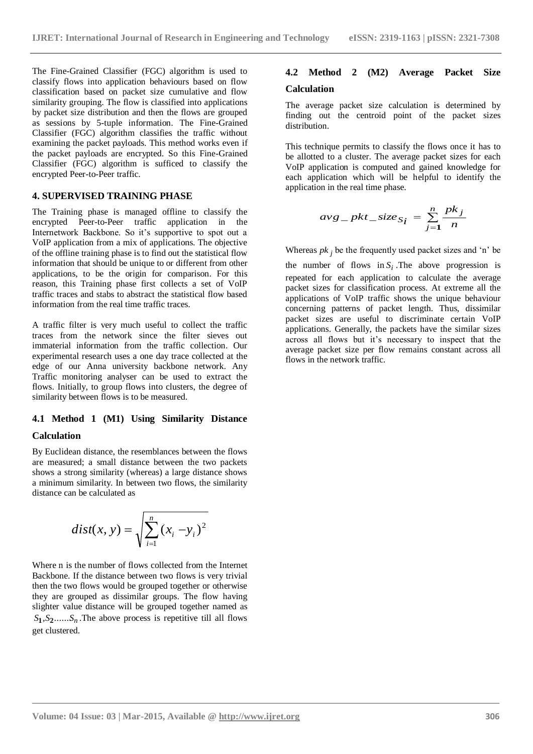The Fine-Grained Classifier (FGC) algorithm is used to classify flows into application behaviours based on flow classification based on packet size cumulative and flow similarity grouping. The flow is classified into applications by packet size distribution and then the flows are grouped as sessions by 5-tuple information. The Fine-Grained Classifier (FGC) algorithm classifies the traffic without examining the packet payloads. This method works even if the packet payloads are encrypted. So this Fine-Grained Classifier (FGC) algorithm is sufficed to classify the encrypted Peer-to-Peer traffic.

## 4. SUPERVISED TRAINING PHASE

The Training phase is managed offline to classify the encrypted Peer-to-Peer traffic application in the Internetwork Backbone. So it's supportive to spot out a VoIP application from a mix of applications. The objective of the offline training phase is to find out the statistical flow information that should be unique to or different from other applications, to be the origin for comparison. For this reason, this Training phase first collects a set of VoIP traffic traces and stabs to abstract the statistical flow based information from the real time traffic traces.

A traffic filter is very much useful to collect the traffic traces from the network since the filter sieves out immaterial information from the traffic collection. Our experimental research uses a one day trace collected at the edge of our Anna university backbone network. Any Traffic monitoring analyser can be used to extract the flows. Initially, to group flows into clusters, the degree of similarity between flows is to be measured.

### 4.1 Method 1 (M1) Using Similarity Distance Calculation

By Euclidean distance, the resemblances between the flows are measured; a small distance between the two packets shows a strong similarity (whereas) a large distance shows a minimum similarity. In between two flows, the similarity distance can be calculated as

$$dist(x, y) = \sqrt{\sum_{i=1}^{n} (x_i - y_i)^2}$$

Where n is the number of flows collected from the Internet Backbone. If the distance between two flows is very trivial then the two flows would be grouped together or otherwise they are grouped as dissimilar groups. The flow having slighter value distance will be grouped together named as $S_1, S_2 \ldots\ldots S_n$. The above process is repetitive till all flows get clustered.

### 4.2 Method 2 (M2) Average Packet Size Calculation

The average packet size calculation is determined by finding out the centroid point of the packet sizes distribution.

This technique permits to classify the flows once it has to be allotted to a cluster. The average packet sizes for each VoIP application is computed and gained knowledge for each application which will be helpful to identify the application in the real time phase.

$$avg\_pkt\_size_{S_i} = \sum_{j=1}^{n} \frac{pk_j}{n}$$

Whereas $pk_j$ be the frequently used packet sizes and 'n' be the number of flows in $S_i$. The above progression is repeated for each application to calculate the average packet sizes for classification process. At extreme all the applications of VoIP traffic shows the unique behaviour concerning patterns of packet length. Thus, dissimilar packet sizes are useful to discriminate certain VoIP applications. Generally, the packets have the similar sizes across all flows but it's necessary to inspect that the average packet size per flow remains constant across all flows in the network traffic.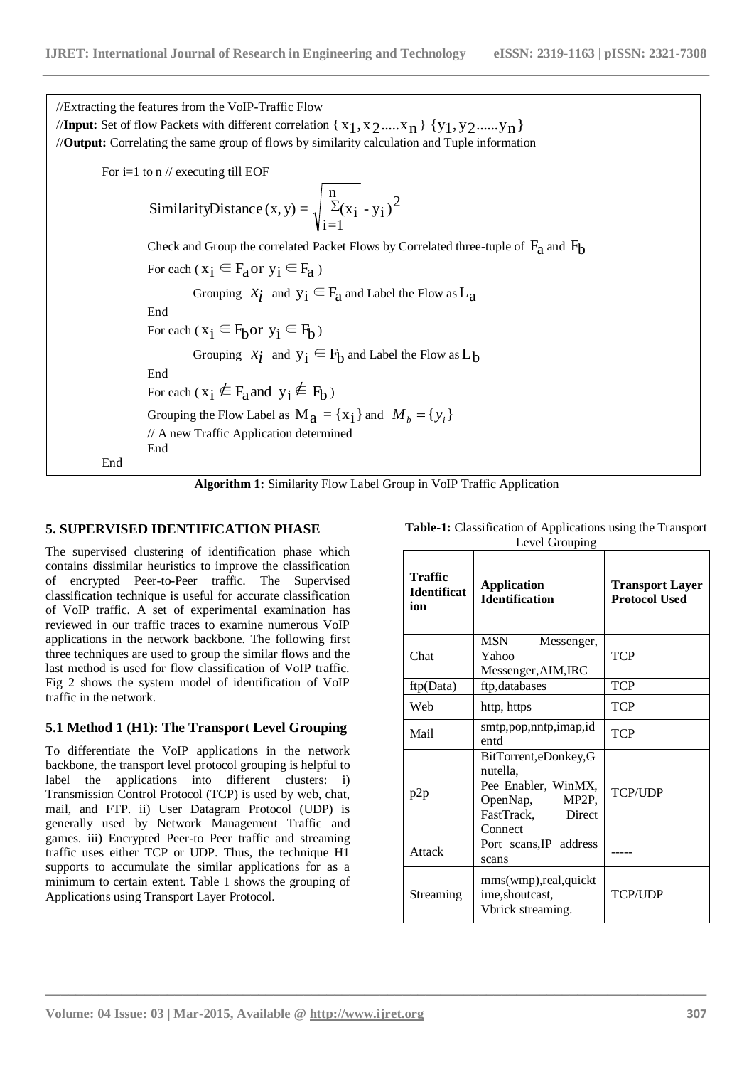//Extracting the features from the VoIP-Traffic Flow

//**Input:** Set of flow Packets with different correlation $\{x_1, x_2 .....x_n\}$ $\{y_1, y_2 ......y_n\}$

//**Output:** Correlating the same group of flows by similarity calculation and Tuple information

For i=1 to n // executing till EOF

$$\text{SimilarityDistance}(x, y) = \sqrt{\sum_{i=1}^{n}(x_i - y_i)^2}$$

Check and Group the correlated Packet Flows by Correlated three-tuple of $F_a$ and $F_b$

For each ( $x_i \in F_a$ or $y_i \in F_a$ )

Grouping $x_i$ and $y_i \in F_a$ and Label the Flow as $L_a$

End

For each ( $x_i \in F_b$ or $y_i \in F_b$ )

Grouping $x_i$ and $y_i \in F_b$ and Label the Flow as $L_b$

End

For each ( $x_i \notin F_a$ and $y_i \notin F_b$ )

Grouping the Flow Label as $M_a = \{x_i\}$ and $M_b = \{y_i\}$

// A new Traffic Application determined

End

End

**Algorithm 1:** Similarity Flow Label Group in VoIP Traffic Application

## 5. SUPERVISED IDENTIFICATION PHASE

The supervised clustering of identification phase which contains dissimilar heuristics to improve the classification of encrypted Peer-to-Peer traffic. The Supervised classification technique is useful for accurate classification of VoIP traffic. A set of experimental examination has reviewed in our traffic traces to examine numerous VoIP applications in the network backbone. The following first three techniques are used to group the similar flows and the last method is used for flow classification of VoIP traffic. Fig 2 shows the system model of identification of VoIP traffic in the network.

### 5.1 Method 1 (H1): The Transport Level Grouping

To differentiate the VoIP applications in the network backbone, the transport level protocol grouping is helpful to label the applications into different clusters: i) Transmission Control Protocol (TCP) is used by web, chat, mail, and FTP. ii) User Datagram Protocol (UDP) is generally used by Network Management Traffic and games. iii) Encrypted Peer-to Peer traffic and streaming traffic uses either TCP or UDP. Thus, the technique H1 supports to accumulate the similar applications for as a minimum to certain extent. Table 1 shows the grouping of Applications using Transport Layer Protocol.

**Table-1:** Classification of Applications using the Transport Level Grouping

| Traffic Identification | Application Identification | Transport Layer Protocol Used |
|---|---|---|
| Chat | MSN Messenger, Yahoo Messenger,AIM,IRC | TCP |
| ftp(Data) | ftp,databases | TCP |
| Web | http, https | TCP |
| Mail | smtp,pop,nntp,imap,identd | TCP |
| p2p | BitTorrent,eDonkey,Gnutella, Pee Enabler, WinMX, OpenNap, MP2P, FastTrack, Direct Connect | TCP/UDP |
| Attack | Port scans,IP address scans | ----- |
| Streaming | mms(wmp),real,quicktime,shoutcast, Vbrick streaming. | TCP/UDP |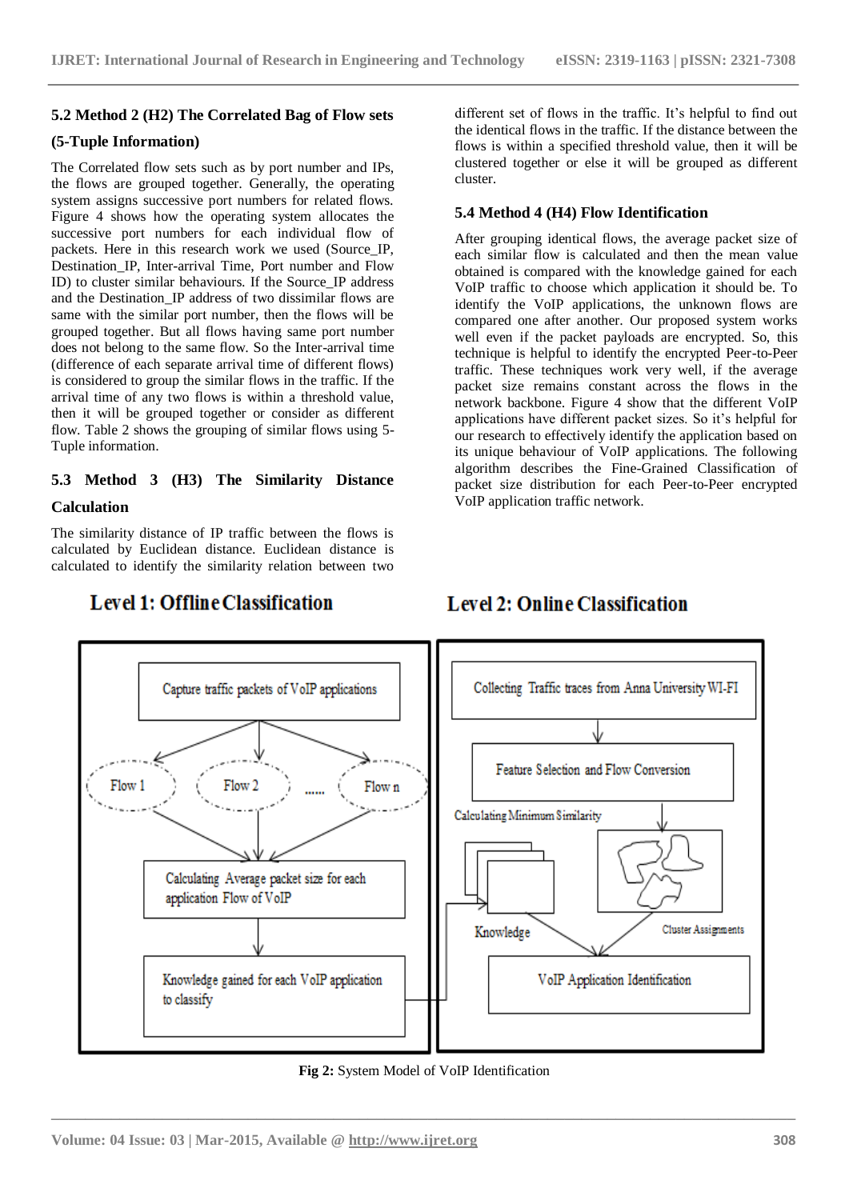### 5.2 Method 2 (H2) The Correlated Bag of Flow sets (5-Tuple Information)

The Correlated flow sets such as by port number and IPs, the flows are grouped together. Generally, the operating system assigns successive port numbers for related flows. Figure 4 shows how the operating system allocates the successive port numbers for each individual flow of packets. Here in this research work we used (Source_IP, Destination_IP, Inter-arrival Time, Port number and Flow ID) to cluster similar behaviours. If the Source_IP address and the Destination_IP address of two dissimilar flows are same with the similar port number, then the flows will be grouped together. But all flows having same port number does not belong to the same flow. So the Inter-arrival time (difference of each separate arrival time of different flows) is considered to group the similar flows in the traffic. If the arrival time of any two flows is within a threshold value, then it will be grouped together or consider as different flow. Table 2 shows the grouping of similar flows using 5-Tuple information.

### 5.3 Method 3 (H3) The Similarity Distance Calculation

The similarity distance of IP traffic between the flows is calculated by Euclidean distance. Euclidean distance is calculated to identify the similarity relation between two different set of flows in the traffic. It's helpful to find out the identical flows in the traffic. If the distance between the flows is within a specified threshold value, then it will be clustered together or else it will be grouped as different cluster.

### 5.4 Method 4 (H4) Flow Identification

After grouping identical flows, the average packet size of each similar flow is calculated and then the mean value obtained is compared with the knowledge gained for each VoIP traffic to choose which application it should be. To identify the VoIP applications, the unknown flows are compared one after another. Our proposed system works well even if the packet payloads are encrypted. So, this technique is helpful to identify the encrypted Peer-to-Peer traffic. These techniques work very well, if the average packet size remains constant across the flows in the network backbone. Figure 4 show that the different VoIP applications have different packet sizes. So it's helpful for our research to effectively identify the application based on its unique behaviour of VoIP applications. The following algorithm describes the Fine-Grained Classification of packet size distribution for each Peer-to-Peer encrypted VoIP application traffic network.

**Level 1: Offline Classification**

- Capture traffic packets of VoIP applications
- Flow 1, Flow 2, ...... Flow n
- Calculating Average packet size for each application Flow of VoIP
- Knowledge gained for each VoIP application to classify

**Level 2: Online Classification**

- Collecting Traffic traces from Anna University WI-FI
- Feature Selection and Flow Conversion
- Calculating Minimum Similarity
- Knowledge
- Cluster Assignments
- VoIP Application Identification

**Fig 2:** System Model of VoIP Identification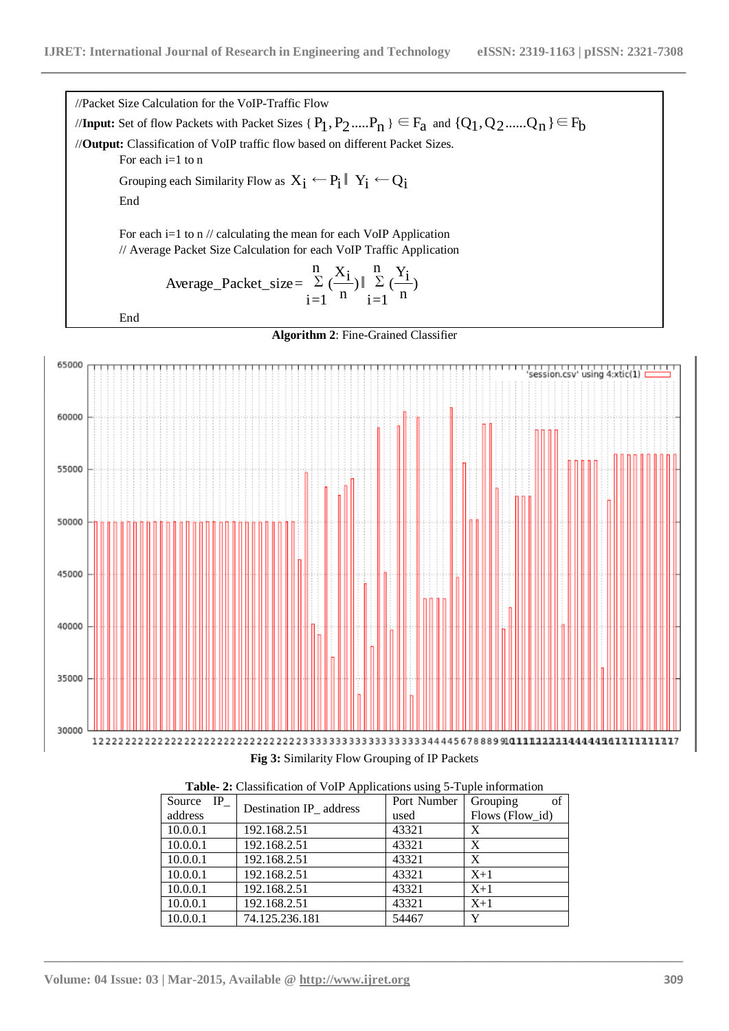```
//Packet Size Calculation for the VoIP-Traffic Flow
//Input: Set of flow Packets with Packet Sizes { P1, P2.....Pn } ∈ Fa and {Q1, Q2......Qn } ∈ Fb
//Output: Classification of VoIP traffic flow based on different Packet Sizes.
        For each i=1 to n
        Grouping each Similarity Flow as Xi ← Pi ‖ Yi ← Qi
        End

        For each i=1 to n // calculating the mean for each VoIP Application
        // Average Packet Size Calculation for each VoIP Traffic Application
```

$$Average\_Packet\_size = \sum_{i=1}^{n} \left(\frac{X_i}{n}\right) \| \sum_{i=1}^{n} \left(\frac{Y_i}{n}\right)$$

```
        End
```

**Algorithm 2**: Fine-Grained Classifier

**Fig 3:** Similarity Flow Grouping of IP Packets

**Table- 2:** Classification of VoIP Applications using 5-Tuple information

| Source IP_ address | Destination IP_ address | Port Number used | Grouping of Flows (Flow_id) |
|---|---|---|---|
| 10.0.0.1 | 192.168.2.51 | 43321 | X |
| 10.0.0.1 | 192.168.2.51 | 43321 | X |
| 10.0.0.1 | 192.168.2.51 | 43321 | X |
| 10.0.0.1 | 192.168.2.51 | 43321 | X+1 |
| 10.0.0.1 | 192.168.2.51 | 43321 | X+1 |
| 10.0.0.1 | 192.168.2.51 | 43321 | X+1 |
| 10.0.0.1 | 74.125.236.181 | 54467 | Y |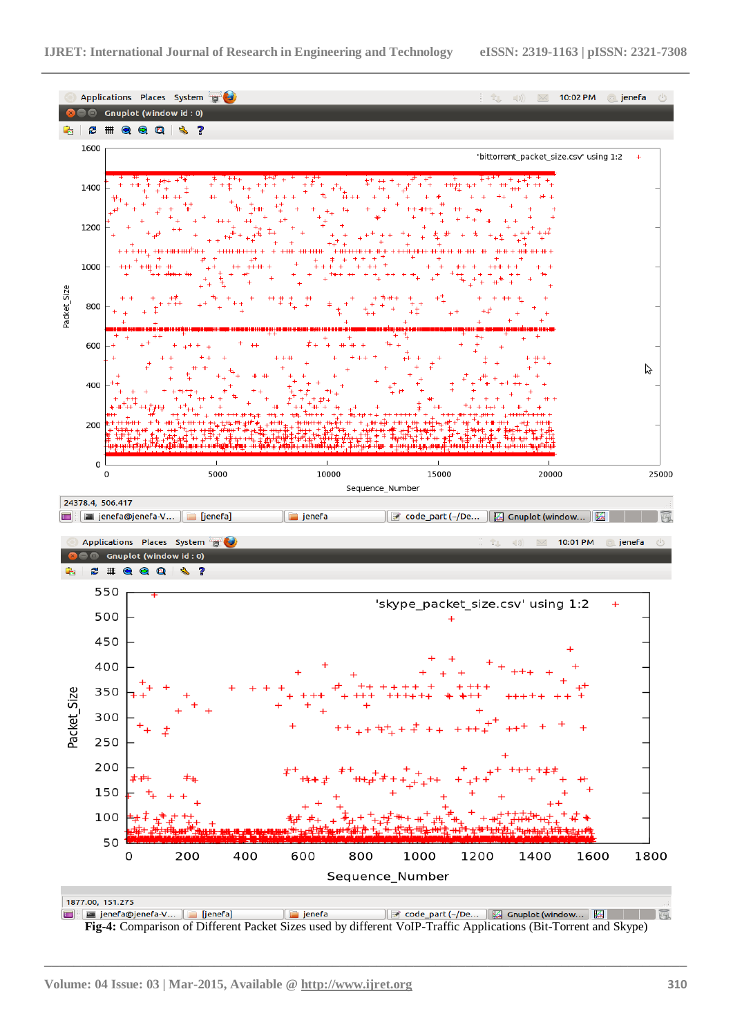**Fig-4:** Comparison of Different Packet Sizes used by different VoIP-Traffic Applications (Bit-Torrent and Skype)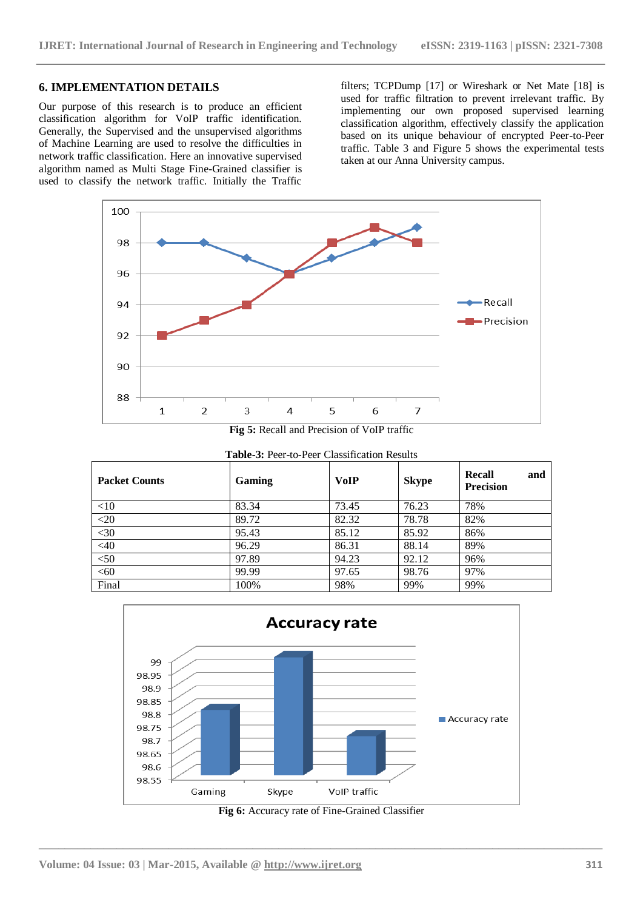## 6. IMPLEMENTATION DETAILS

Our purpose of this research is to produce an efficient classification algorithm for VoIP traffic identification. Generally, the Supervised and the unsupervised algorithms of Machine Learning are used to resolve the difficulties in network traffic classification. Here an innovative supervised algorithm named as Multi Stage Fine-Grained classifier is used to classify the network traffic. Initially the Traffic filters; TCPDump [17] or Wireshark or Net Mate [18] is used for traffic filtration to prevent irrelevant traffic. By implementing our own proposed supervised learning classification algorithm, effectively classify the application based on its unique behaviour of encrypted Peer-to-Peer traffic. Table 3 and Figure 5 shows the experimental tests taken at our Anna University campus.

**Fig 5:** Recall and Precision of VoIP traffic

**Table-3:** Peer-to-Peer Classification Results

| Packet Counts | Gaming | VoIP | Skype | Recall and Precision |
|---|---|---|---|---|
| <10 | 83.34 | 73.45 | 76.23 | 78% |
| <20 | 89.72 | 82.32 | 78.78 | 82% |
| <30 | 95.43 | 85.12 | 85.92 | 86% |
| <40 | 96.29 | 86.31 | 88.14 | 89% |
| <50 | 97.89 | 94.23 | 92.12 | 96% |
| <60 | 99.99 | 97.65 | 98.76 | 97% |
| Final | 100% | 98% | 99% | 99% |

**Fig 6:** Accuracy rate of Fine-Grained Classifier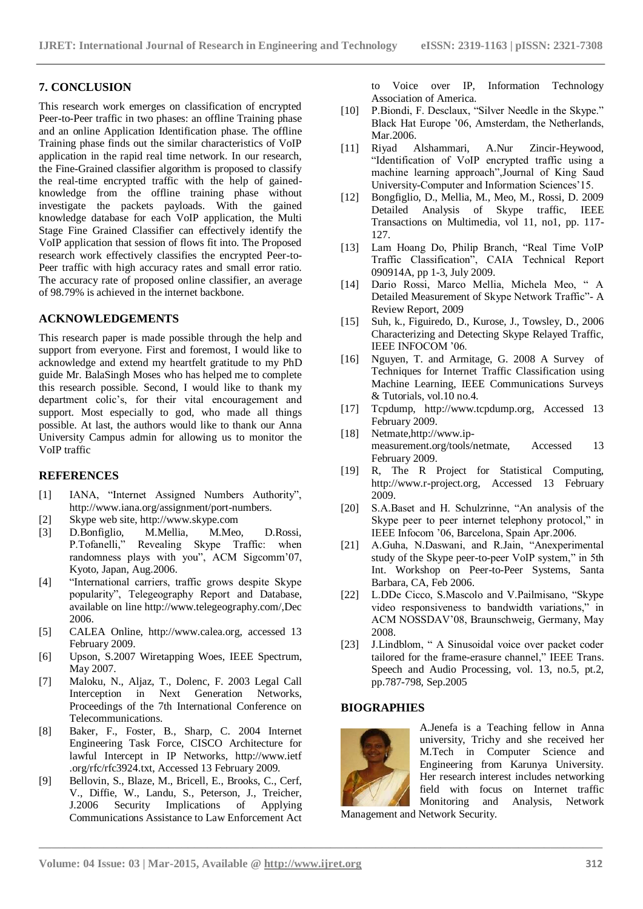## 7. CONCLUSION

This research work emerges on classification of encrypted Peer-to-Peer traffic in two phases: an offline Training phase and an online Application Identification phase. The offline Training phase finds out the similar characteristics of VoIP application in the rapid real time network. In our research, the Fine-Grained classifier algorithm is proposed to classify the real-time encrypted traffic with the help of gained-knowledge from the offline training phase without investigate the packets payloads. With the gained knowledge database for each VoIP application, the Multi Stage Fine Grained Classifier can effectively identify the VoIP application that session of flows fit into. The Proposed research work effectively classifies the encrypted Peer-to-Peer traffic with high accuracy rates and small error ratio. The accuracy rate of proposed online classifier, an average of 98.79% is achieved in the internet backbone.

## ACKNOWLEDGEMENTS

This research paper is made possible through the help and support from everyone. First and foremost, I would like to acknowledge and extend my heartfelt gratitude to my PhD guide Mr. BalaSingh Moses who has helped me to complete this research possible. Second, I would like to thank my department colic's, for their vital encouragement and support. Most especially to god, who made all things possible. At last, the authors would like to thank our Anna University Campus admin for allowing us to monitor the VoIP traffic

## REFERENCES

[1] IANA, "Internet Assigned Numbers Authority", http://www.iana.org/assignment/port-numbers.

[2] Skype web site, http://www.skype.com

[3] D.Bonfiglio, M.Mellia, M.Meo, D.Rossi, P.Tofanelli," Revealing Skype Traffic: when randomness plays with you", ACM Sigcomm'07, Kyoto, Japan, Aug.2006.

[4] "International carriers, traffic grows despite Skype popularity", Telegeography Report and Database, available on line http://www.telegeography.com/,Dec 2006.

[5] CALEA Online, http://www.calea.org, accessed 13 February 2009.

[6] Upson, S.2007 Wiretapping Woes, IEEE Spectrum, May 2007.

[7] Maloku, N., Aljaz, T., Dolenc, F. 2003 Legal Call Interception in Next Generation Networks, Proceedings of the 7th International Conference on Telecommunications.

[8] Baker, F., Foster, B., Sharp, C. 2004 Internet Engineering Task Force, CISCO Architecture for lawful Intercept in IP Networks, http://www.ietf .org/rfc/rfc3924.txt, Accessed 13 February 2009.

[9] Bellovin, S., Blaze, M., Bricell, E., Brooks, C., Cerf, V., Diffie, W., Landu, S., Peterson, J., Treicher, J.2006 Security Implications of Applying Communications Assistance to Law Enforcement Act to Voice over IP, Information Technology Association of America.

[10] P.Biondi, F. Desclaux, "Silver Needle in the Skype." Black Hat Europe '06, Amsterdam, the Netherlands, Mar.2006.

[11] Riyad Alshammari, A.Nur Zincir-Heywood, "Identification of VoIP encrypted traffic using a machine learning approach",Journal of King Saud University-Computer and Information Sciences'15.

[12] Bongfiglio, D., Mellia, M., Meo, M., Rossi, D. 2009 Detailed Analysis of Skype traffic, IEEE Transactions on Multimedia, vol 11, no1, pp. 117-127.

[13] Lam Hoang Do, Philip Branch, "Real Time VoIP Traffic Classification", CAIA Technical Report 090914A, pp 1-3, July 2009.

[14] Dario Rossi, Marco Mellia, Michela Meo, " A Detailed Measurement of Skype Network Traffic"- A Review Report, 2009

[15] Suh, k., Figuiredo, D., Kurose, J., Towsley, D., 2006 Characterizing and Detecting Skype Relayed Traffic, IEEE INFOCOM '06.

[16] Nguyen, T. and Armitage, G. 2008 A Survey of Techniques for Internet Traffic Classification using Machine Learning, IEEE Communications Surveys & Tutorials, vol.10 no.4.

[17] Tcpdump, http://www.tcpdump.org, Accessed 13 February 2009.

[18] Netmate,http://www.ip-measurement.org/tools/netmate, Accessed 13 February 2009.

[19] R, The R Project for Statistical Computing, http://www.r-project.org, Accessed 13 February 2009.

[20] S.A.Baset and H. Schulzrinne, "An analysis of the Skype peer to peer internet telephony protocol," in IEEE Infocom '06, Barcelona, Spain Apr.2006.

[21] A.Guha, N.Daswani, and R.Jain, "Anexperimental study of the Skype peer-to-peer VoIP system," in 5th Int. Workshop on Peer-to-Peer Systems, Santa Barbara, CA, Feb 2006.

[22] L.DDe Cicco, S.Mascolo and V.Pailmisano, "Skype video responsiveness to bandwidth variations," in ACM NOSSDAV'08, Braunschweig, Germany, May 2008.

[23] J.Lindblom, " A Sinusoidal voice over packet coder tailored for the frame-erasure channel," IEEE Trans. Speech and Audio Processing, vol. 13, no.5, pt.2, pp.787-798, Sep.2005

## BIOGRAPHIES

A.Jenefa is a Teaching fellow in Anna university, Trichy and she received her M.Tech in Computer Science and Engineering from Karunya University. Her research interest includes networking field with focus on Internet traffic Monitoring and Analysis, Network Management and Network Security.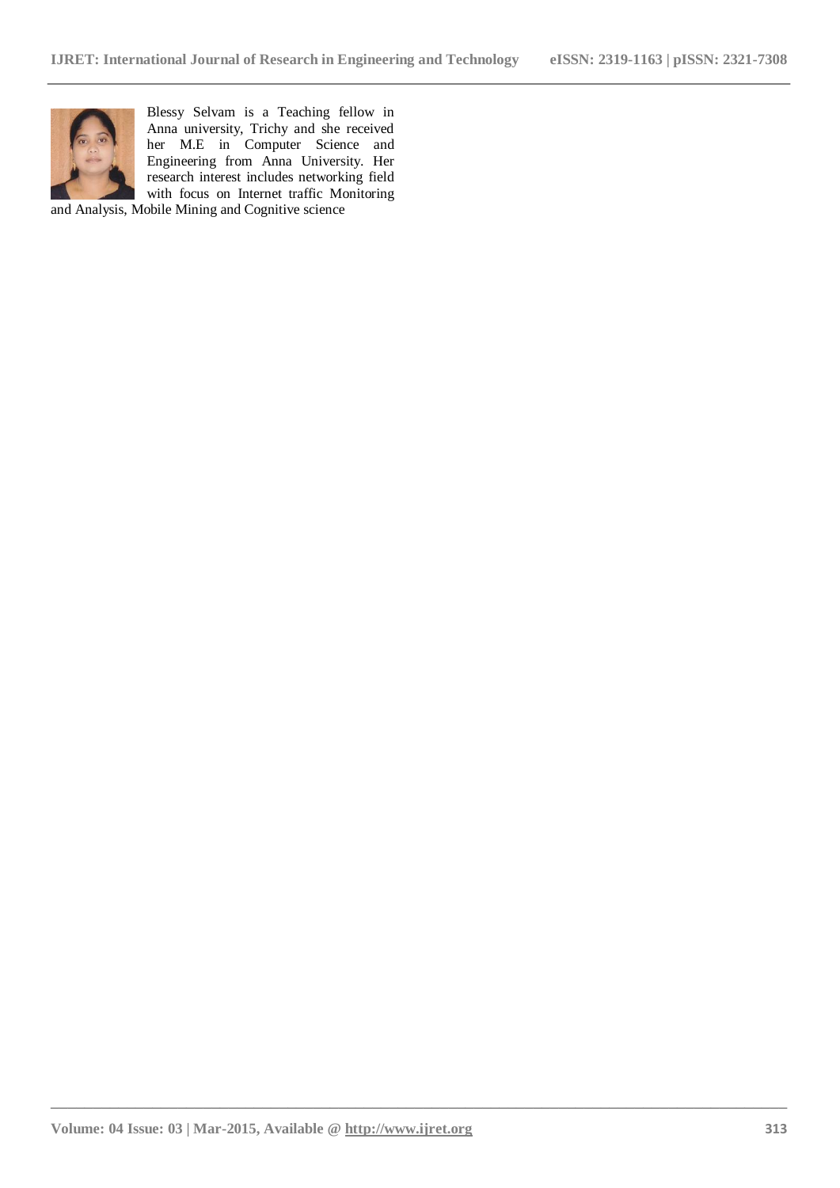Blessy Selvam is a Teaching fellow in Anna university, Trichy and she received her M.E in Computer Science and Engineering from Anna University. Her research interest includes networking field with focus on Internet traffic Monitoring and Analysis, Mobile Mining and Cognitive science